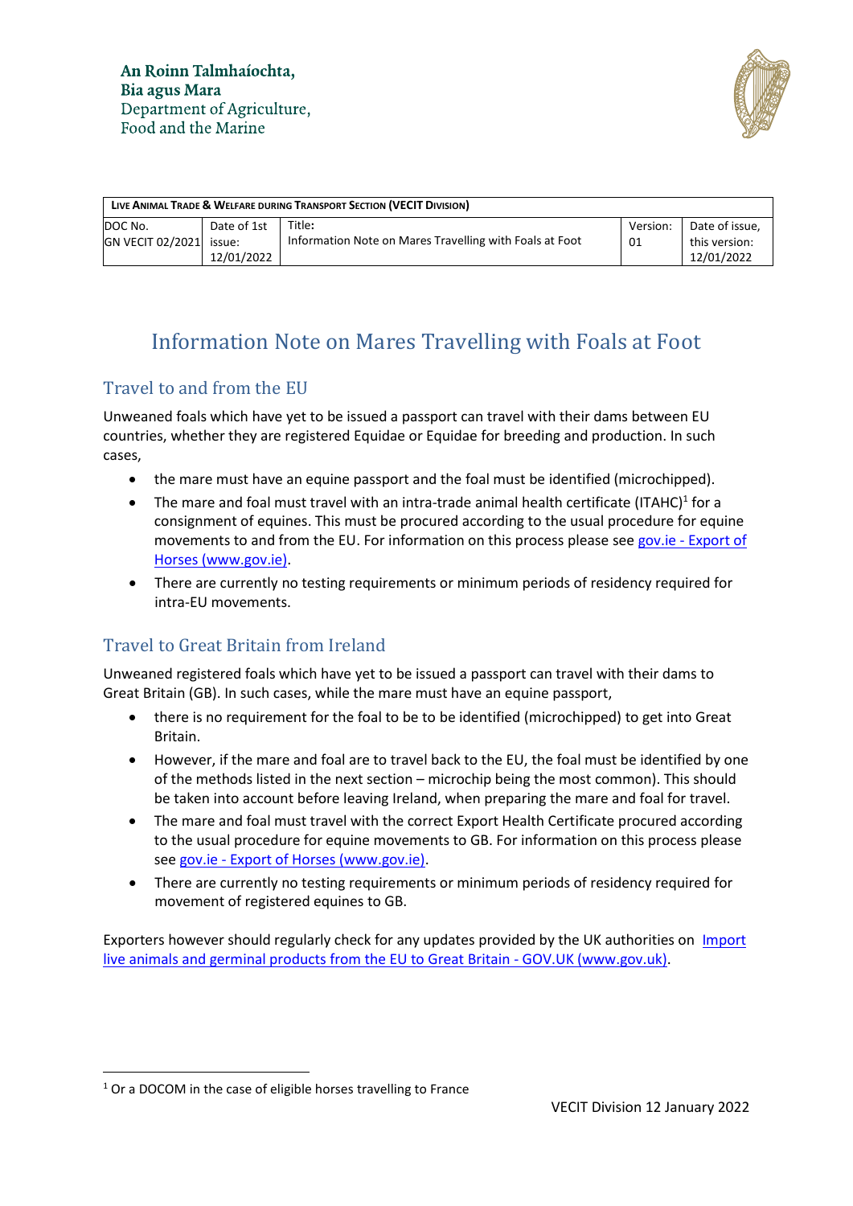An Roinn Talmhaíochta,
Bia agus Mara
Department of Agriculture,
Food and the Marine

| LIVE ANIMAL TRADE & WELFARE DURING TRANSPORT SECTION (VECIT DIVISION) | | | | |
|---|---|---|---|---|
| DOC No. GN VECIT 02/2021 | Date of 1st issue: 12/01/2022 | Title: Information Note on Mares Travelling with Foals at Foot | Version: 01 | Date of issue, this version: 12/01/2022 |

# Information Note on Mares Travelling with Foals at Foot

## Travel to and from the EU

Unweaned foals which have yet to be issued a passport can travel with their dams between EU countries, whether they are registered Equidae or Equidae for breeding and production. In such cases,

- the mare must have an equine passport and the foal must be identified (microchipped).
- The mare and foal must travel with an intra-trade animal health certificate (ITAHC)[1] for a consignment of equines. This must be procured according to the usual procedure for equine movements to and from the EU. For information on this process please see gov.ie - Export of Horses (www.gov.ie).
- There are currently no testing requirements or minimum periods of residency required for intra-EU movements.

## Travel to Great Britain from Ireland

Unweaned registered foals which have yet to be issued a passport can travel with their dams to Great Britain (GB). In such cases, while the mare must have an equine passport,

- there is no requirement for the foal to be to be identified (microchipped) to get into Great Britain.
- However, if the mare and foal are to travel back to the EU, the foal must be identified by one of the methods listed in the next section – microchip being the most common). This should be taken into account before leaving Ireland, when preparing the mare and foal for travel.
- The mare and foal must travel with the correct Export Health Certificate procured according to the usual procedure for equine movements to GB. For information on this process please see gov.ie - Export of Horses (www.gov.ie).
- There are currently no testing requirements or minimum periods of residency required for movement of registered equines to GB.

Exporters however should regularly check for any updates provided by the UK authorities on Import live animals and germinal products from the EU to Great Britain - GOV.UK (www.gov.uk).

[1] Or a DOCOM in the case of eligible horses travelling to France

VECIT Division 12 January 2022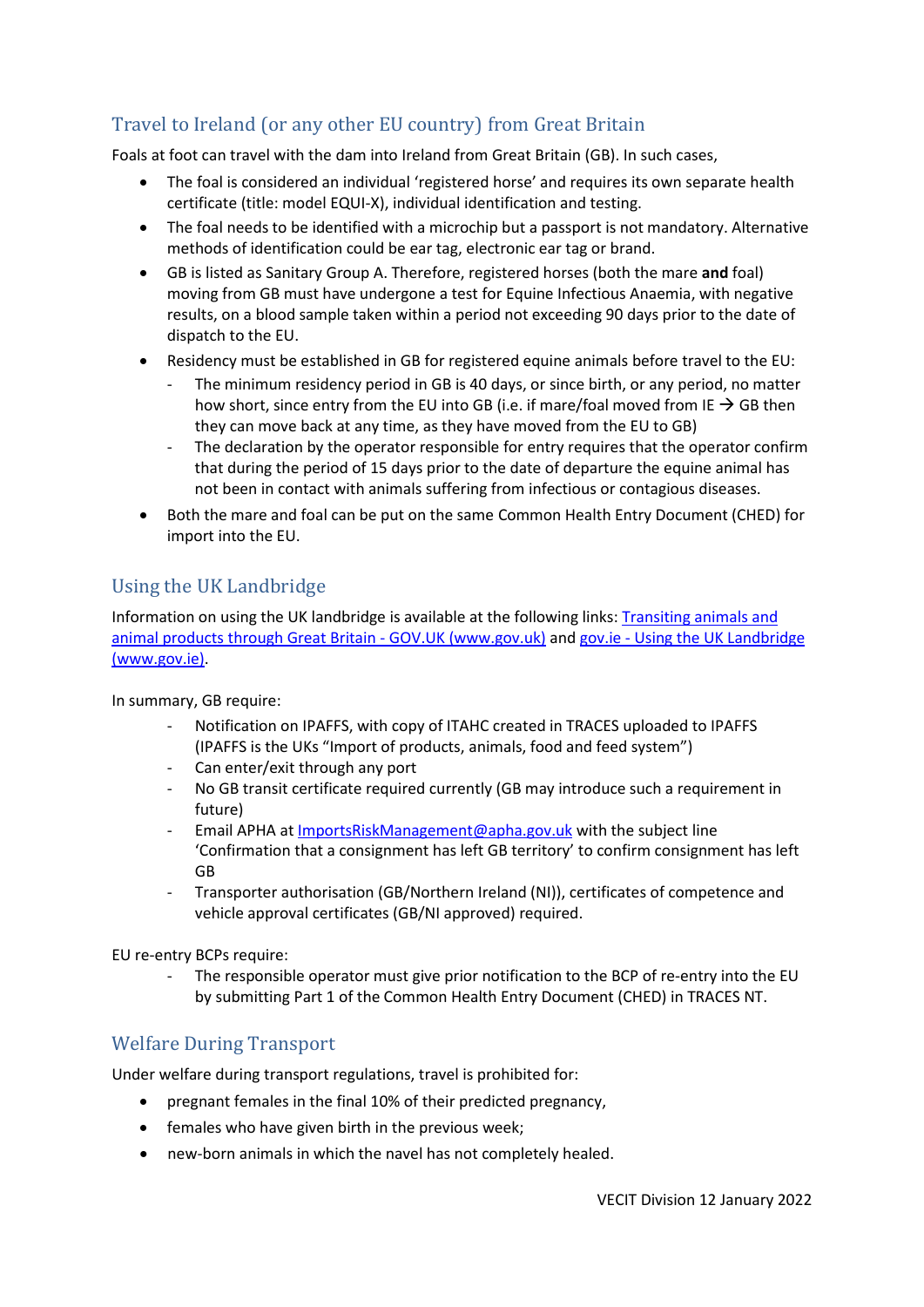## Travel to Ireland (or any other EU country) from Great Britain

Foals at foot can travel with the dam into Ireland from Great Britain (GB). In such cases,

- The foal is considered an individual 'registered horse' and requires its own separate health certificate (title: model EQUI-X), individual identification and testing.
- The foal needs to be identified with a microchip but a passport is not mandatory. Alternative methods of identification could be ear tag, electronic ear tag or brand.
- GB is listed as Sanitary Group A. Therefore, registered horses (both the mare **and** foal) moving from GB must have undergone a test for Equine Infectious Anaemia, with negative results, on a blood sample taken within a period not exceeding 90 days prior to the date of dispatch to the EU.
- Residency must be established in GB for registered equine animals before travel to the EU:
  - The minimum residency period in GB is 40 days, or since birth, or any period, no matter how short, since entry from the EU into GB (i.e. if mare/foal moved from IE → GB then they can move back at any time, as they have moved from the EU to GB)
  - The declaration by the operator responsible for entry requires that the operator confirm that during the period of 15 days prior to the date of departure the equine animal has not been in contact with animals suffering from infectious or contagious diseases.
- Both the mare and foal can be put on the same Common Health Entry Document (CHED) for import into the EU.

## Using the UK Landbridge

Information on using the UK landbridge is available at the following links: [Transiting animals and animal products through Great Britain - GOV.UK (www.gov.uk)]() and [gov.ie - Using the UK Landbridge (www.gov.ie)]().

In summary, GB require:

- Notification on IPAFFS, with copy of ITAHC created in TRACES uploaded to IPAFFS (IPAFFS is the UKs "Import of products, animals, food and feed system")
- Can enter/exit through any port
- No GB transit certificate required currently (GB may introduce such a requirement in future)
- Email APHA at ImportsRiskManagement@apha.gov.uk with the subject line 'Confirmation that a consignment has left GB territory' to confirm consignment has left GB
- Transporter authorisation (GB/Northern Ireland (NI)), certificates of competence and vehicle approval certificates (GB/NI approved) required.

EU re-entry BCPs require:

- The responsible operator must give prior notification to the BCP of re-entry into the EU by submitting Part 1 of the Common Health Entry Document (CHED) in TRACES NT.

## Welfare During Transport

Under welfare during transport regulations, travel is prohibited for:

- pregnant females in the final 10% of their predicted pregnancy,
- females who have given birth in the previous week;
- new-born animals in which the navel has not completely healed.

VECIT Division 12 January 2022